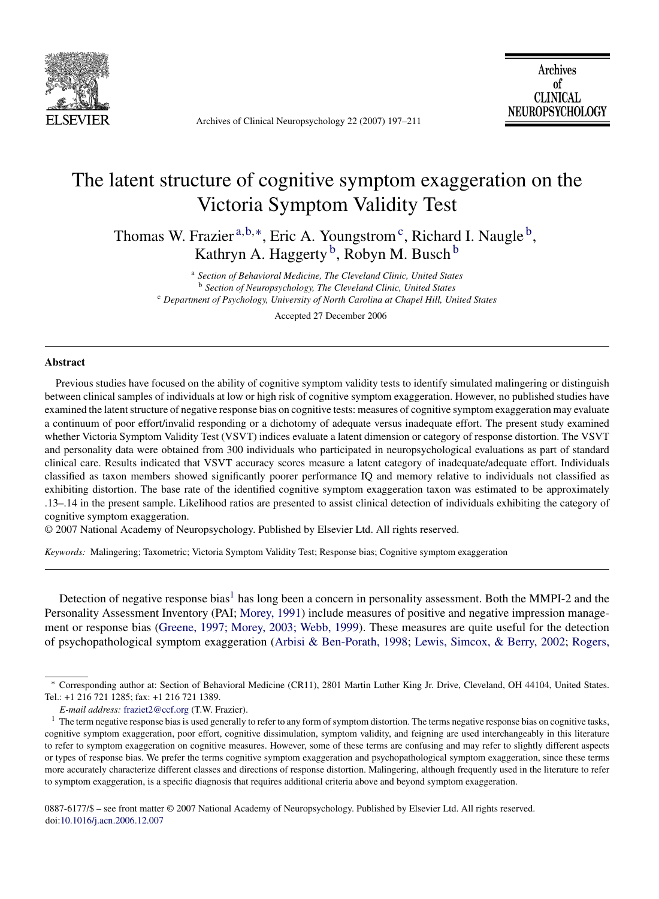# The latent structure of cognitive symptom exaggeration on the Victoria Symptom Validity Test

Thomas W. Frazier[a,b,*], Eric A. Youngstrom[c], Richard I. Naugle[b], Kathryn A. Haggerty[b], Robyn M. Busch[b]

[a] *Section of Behavioral Medicine, The Cleveland Clinic, United States*
[b] *Section of Neuropsychology, The Cleveland Clinic, United States*
[c] *Department of Psychology, University of North Carolina at Chapel Hill, United States*

Accepted 27 December 2006

## Abstract

Previous studies have focused on the ability of cognitive symptom validity tests to identify simulated malingering or distinguish between clinical samples of individuals at low or high risk of cognitive symptom exaggeration. However, no published studies have examined the latent structure of negative response bias on cognitive tests: measures of cognitive symptom exaggeration may evaluate a continuum of poor effort/invalid responding or a dichotomy of adequate versus inadequate effort. The present study examined whether Victoria Symptom Validity Test (VSVT) indices evaluate a latent dimension or category of response distortion. The VSVT and personality data were obtained from 300 individuals who participated in neuropsychological evaluations as part of standard clinical care. Results indicated that VSVT accuracy scores measure a latent category of inadequate/adequate effort. Individuals classified as taxon members showed significantly poorer performance IQ and memory relative to individuals not classified as exhibiting distortion. The base rate of the identified cognitive symptom exaggeration taxon was estimated to be approximately .13–.14 in the present sample. Likelihood ratios are presented to assist clinical detection of individuals exhibiting the category of cognitive symptom exaggeration.

© 2007 National Academy of Neuropsychology. Published by Elsevier Ltd. All rights reserved.

*Keywords:* Malingering; Taxometric; Victoria Symptom Validity Test; Response bias; Cognitive symptom exaggeration

---

Detection of negative response bias[1] has long been a concern in personality assessment. Both the MMPI-2 and the Personality Assessment Inventory (PAI; Morey, 1991) include measures of positive and negative impression management or response bias (Greene, 1997; Morey, 2003; Webb, 1999). These measures are quite useful for the detection of psychopathological symptom exaggeration (Arbisi & Ben-Porath, 1998; Lewis, Simcox, & Berry, 2002; Rogers,

---

* Corresponding author at: Section of Behavioral Medicine (CR11), 2801 Martin Luther King Jr. Drive, Cleveland, OH 44104, United States. Tel.: +1 216 721 1285; fax: +1 216 721 1389.

*E-mail address:* fraziet2@ccf.org (T.W. Frazier).

[1] The term negative response bias is used generally to refer to any form of symptom distortion. The terms negative response bias on cognitive tasks, cognitive symptom exaggeration, poor effort, cognitive dissimulation, symptom validity, and feigning are used interchangeably in this literature to refer to symptom exaggeration on cognitive measures. However, some of these terms are confusing and may refer to slightly different aspects or types of response bias. We prefer the terms cognitive symptom exaggeration and psychopathological symptom exaggeration, since these terms more accurately characterize different classes and directions of response distortion. Malingering, although frequently used in the literature to refer to symptom exaggeration, is a specific diagnosis that requires additional criteria above and beyond symptom exaggeration.

0887-6177/$ – see front matter © 2007 National Academy of Neuropsychology. Published by Elsevier Ltd. All rights reserved.
doi:10.1016/j.acn.2006.12.007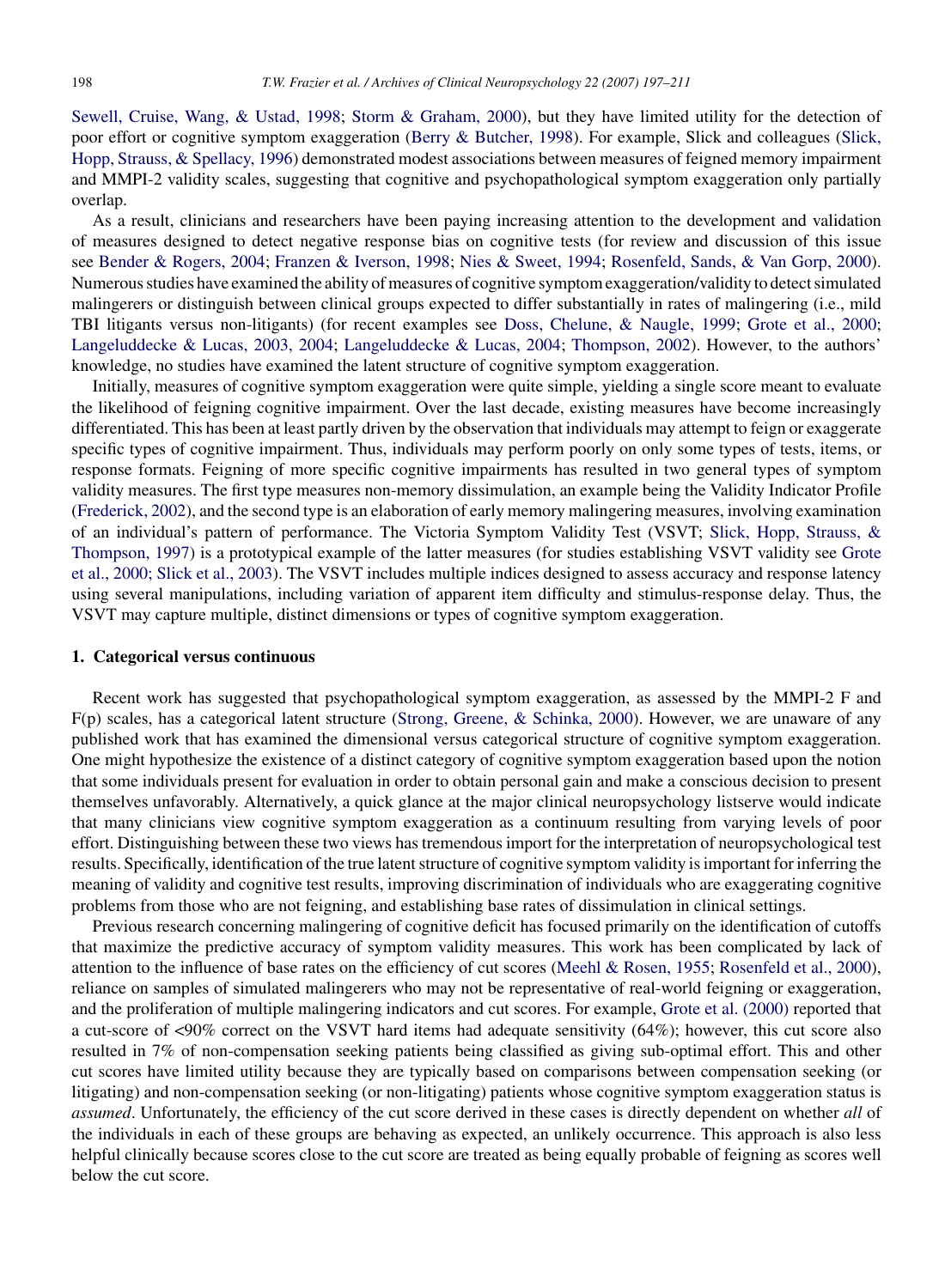Sewell, Cruise, Wang, & Ustad, 1998; Storm & Graham, 2000), but they have limited utility for the detection of poor effort or cognitive symptom exaggeration (Berry & Butcher, 1998). For example, Slick and colleagues (Slick, Hopp, Strauss, & Spellacy, 1996) demonstrated modest associations between measures of feigned memory impairment and MMPI-2 validity scales, suggesting that cognitive and psychopathological symptom exaggeration only partially overlap.

As a result, clinicians and researchers have been paying increasing attention to the development and validation of measures designed to detect negative response bias on cognitive tests (for review and discussion of this issue see Bender & Rogers, 2004; Franzen & Iverson, 1998; Nies & Sweet, 1994; Rosenfeld, Sands, & Van Gorp, 2000). Numerous studies have examined the ability of measures of cognitive symptom exaggeration/validity to detect simulated malingerers or distinguish between clinical groups expected to differ substantially in rates of malingering (i.e., mild TBI litigants versus non-litigants) (for recent examples see Doss, Chelune, & Naugle, 1999; Grote et al., 2000; Langeluddecke & Lucas, 2003, 2004; Langeluddecke & Lucas, 2004; Thompson, 2002). However, to the authors' knowledge, no studies have examined the latent structure of cognitive symptom exaggeration.

Initially, measures of cognitive symptom exaggeration were quite simple, yielding a single score meant to evaluate the likelihood of feigning cognitive impairment. Over the last decade, existing measures have become increasingly differentiated. This has been at least partly driven by the observation that individuals may attempt to feign or exaggerate specific types of cognitive impairment. Thus, individuals may perform poorly on only some types of tests, items, or response formats. Feigning of more specific cognitive impairments has resulted in two general types of symptom validity measures. The first type measures non-memory dissimulation, an example being the Validity Indicator Profile (Frederick, 2002), and the second type is an elaboration of early memory malingering measures, involving examination of an individual's pattern of performance. The Victoria Symptom Validity Test (VSVT; Slick, Hopp, Strauss, & Thompson, 1997) is a prototypical example of the latter measures (for studies establishing VSVT validity see Grote et al., 2000; Slick et al., 2003). The VSVT includes multiple indices designed to assess accuracy and response latency using several manipulations, including variation of apparent item difficulty and stimulus-response delay. Thus, the VSVT may capture multiple, distinct dimensions or types of cognitive symptom exaggeration.

## 1. Categorical versus continuous

Recent work has suggested that psychopathological symptom exaggeration, as assessed by the MMPI-2 F and F(p) scales, has a categorical latent structure (Strong, Greene, & Schinka, 2000). However, we are unaware of any published work that has examined the dimensional versus categorical structure of cognitive symptom exaggeration. One might hypothesize the existence of a distinct category of cognitive symptom exaggeration based upon the notion that some individuals present for evaluation in order to obtain personal gain and make a conscious decision to present themselves unfavorably. Alternatively, a quick glance at the major clinical neuropsychology listserve would indicate that many clinicians view cognitive symptom exaggeration as a continuum resulting from varying levels of poor effort. Distinguishing between these two views has tremendous import for the interpretation of neuropsychological test results. Specifically, identification of the true latent structure of cognitive symptom validity is important for inferring the meaning of validity and cognitive test results, improving discrimination of individuals who are exaggerating cognitive problems from those who are not feigning, and establishing base rates of dissimulation in clinical settings.

Previous research concerning malingering of cognitive deficit has focused primarily on the identification of cutoffs that maximize the predictive accuracy of symptom validity measures. This work has been complicated by lack of attention to the influence of base rates on the efficiency of cut scores (Meehl & Rosen, 1955; Rosenfeld et al., 2000), reliance on samples of simulated malingerers who may not be representative of real-world feigning or exaggeration, and the proliferation of multiple malingering indicators and cut scores. For example, Grote et al. (2000) reported that a cut-score of <90% correct on the VSVT hard items had adequate sensitivity (64%); however, this cut score also resulted in 7% of non-compensation seeking patients being classified as giving sub-optimal effort. This and other cut scores have limited utility because they are typically based on comparisons between compensation seeking (or litigating) and non-compensation seeking (or non-litigating) patients whose cognitive symptom exaggeration status is *assumed*. Unfortunately, the efficiency of the cut score derived in these cases is directly dependent on whether *all* of the individuals in each of these groups are behaving as expected, an unlikely occurrence. This approach is also less helpful clinically because scores close to the cut score are treated as being equally probable of feigning as scores well below the cut score.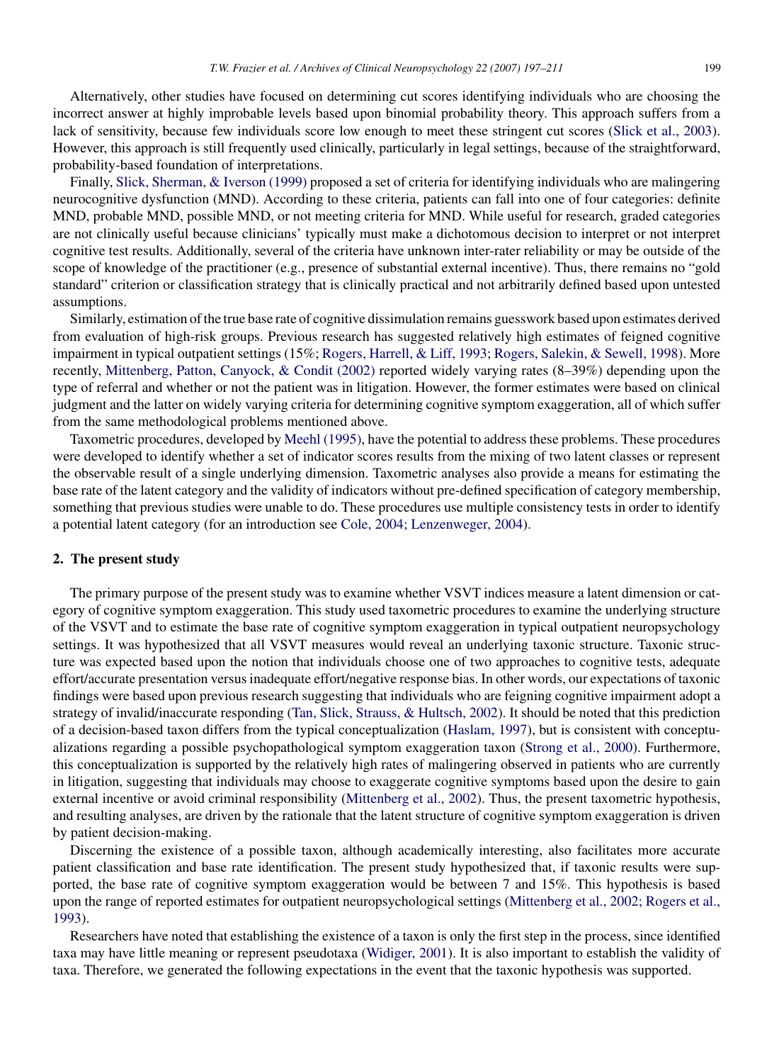Alternatively, other studies have focused on determining cut scores identifying individuals who are choosing the incorrect answer at highly improbable levels based upon binomial probability theory. This approach suffers from a lack of sensitivity, because few individuals score low enough to meet these stringent cut scores (Slick et al., 2003). However, this approach is still frequently used clinically, particularly in legal settings, because of the straightforward, probability-based foundation of interpretations.

Finally, Slick, Sherman, & Iverson (1999) proposed a set of criteria for identifying individuals who are malingering neurocognitive dysfunction (MND). According to these criteria, patients can fall into one of four categories: definite MND, probable MND, possible MND, or not meeting criteria for MND. While useful for research, graded categories are not clinically useful because clinicians' typically must make a dichotomous decision to interpret or not interpret cognitive test results. Additionally, several of the criteria have unknown inter-rater reliability or may be outside of the scope of knowledge of the practitioner (e.g., presence of substantial external incentive). Thus, there remains no "gold standard" criterion or classification strategy that is clinically practical and not arbitrarily defined based upon untested assumptions.

Similarly, estimation of the true base rate of cognitive dissimulation remains guesswork based upon estimates derived from evaluation of high-risk groups. Previous research has suggested relatively high estimates of feigned cognitive impairment in typical outpatient settings (15%; Rogers, Harrell, & Liff, 1993; Rogers, Salekin, & Sewell, 1998). More recently, Mittenberg, Patton, Canyock, & Condit (2002) reported widely varying rates (8–39%) depending upon the type of referral and whether or not the patient was in litigation. However, the former estimates were based on clinical judgment and the latter on widely varying criteria for determining cognitive symptom exaggeration, all of which suffer from the same methodological problems mentioned above.

Taxometric procedures, developed by Meehl (1995), have the potential to address these problems. These procedures were developed to identify whether a set of indicator scores results from the mixing of two latent classes or represent the observable result of a single underlying dimension. Taxometric analyses also provide a means for estimating the base rate of the latent category and the validity of indicators without pre-defined specification of category membership, something that previous studies were unable to do. These procedures use multiple consistency tests in order to identify a potential latent category (for an introduction see Cole, 2004; Lenzenweger, 2004).

## 2. The present study

The primary purpose of the present study was to examine whether VSVT indices measure a latent dimension or category of cognitive symptom exaggeration. This study used taxometric procedures to examine the underlying structure of the VSVT and to estimate the base rate of cognitive symptom exaggeration in typical outpatient neuropsychology settings. It was hypothesized that all VSVT measures would reveal an underlying taxonic structure. Taxonic structure was expected based upon the notion that individuals choose one of two approaches to cognitive tests, adequate effort/accurate presentation versus inadequate effort/negative response bias. In other words, our expectations of taxonic findings were based upon previous research suggesting that individuals who are feigning cognitive impairment adopt a strategy of invalid/inaccurate responding (Tan, Slick, Strauss, & Hultsch, 2002). It should be noted that this prediction of a decision-based taxon differs from the typical conceptualization (Haslam, 1997), but is consistent with conceptualizations regarding a possible psychopathological symptom exaggeration taxon (Strong et al., 2000). Furthermore, this conceptualization is supported by the relatively high rates of malingering observed in patients who are currently in litigation, suggesting that individuals may choose to exaggerate cognitive symptoms based upon the desire to gain external incentive or avoid criminal responsibility (Mittenberg et al., 2002). Thus, the present taxometric hypothesis, and resulting analyses, are driven by the rationale that the latent structure of cognitive symptom exaggeration is driven by patient decision-making.

Discerning the existence of a possible taxon, although academically interesting, also facilitates more accurate patient classification and base rate identification. The present study hypothesized that, if taxonic results were supported, the base rate of cognitive symptom exaggeration would be between 7 and 15%. This hypothesis is based upon the range of reported estimates for outpatient neuropsychological settings (Mittenberg et al., 2002; Rogers et al., 1993).

Researchers have noted that establishing the existence of a taxon is only the first step in the process, since identified taxa may have little meaning or represent pseudotaxa (Widiger, 2001). It is also important to establish the validity of taxa. Therefore, we generated the following expectations in the event that the taxonic hypothesis was supported.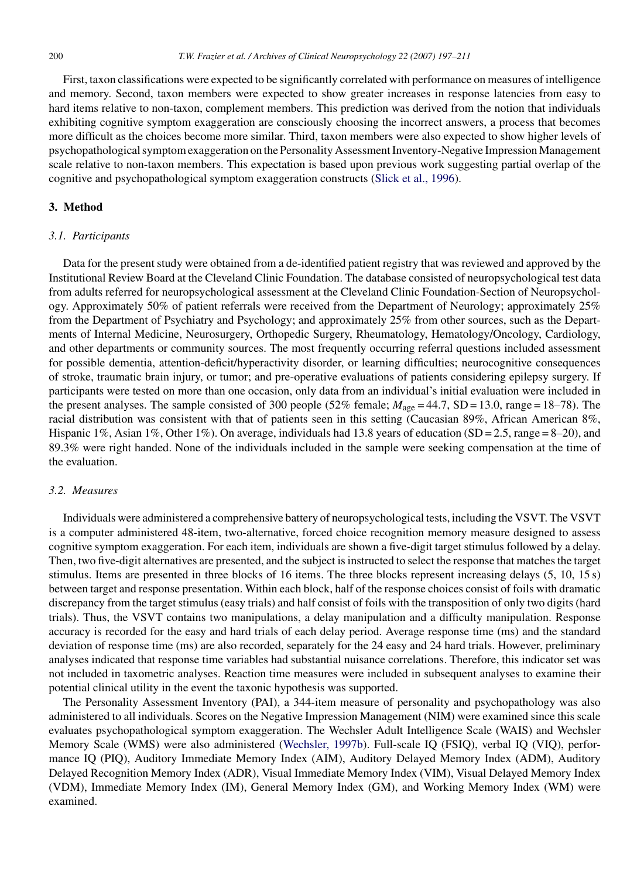First, taxon classifications were expected to be significantly correlated with performance on measures of intelligence and memory. Second, taxon members were expected to show greater increases in response latencies from easy to hard items relative to non-taxon, complement members. This prediction was derived from the notion that individuals exhibiting cognitive symptom exaggeration are consciously choosing the incorrect answers, a process that becomes more difficult as the choices become more similar. Third, taxon members were also expected to show higher levels of psychopathological symptom exaggeration on the Personality Assessment Inventory-Negative Impression Management scale relative to non-taxon members. This expectation is based upon previous work suggesting partial overlap of the cognitive and psychopathological symptom exaggeration constructs (Slick et al., 1996).

## 3. Method

### 3.1. Participants

Data for the present study were obtained from a de-identified patient registry that was reviewed and approved by the Institutional Review Board at the Cleveland Clinic Foundation. The database consisted of neuropsychological test data from adults referred for neuropsychological assessment at the Cleveland Clinic Foundation-Section of Neuropsychology. Approximately 50% of patient referrals were received from the Department of Neurology; approximately 25% from the Department of Psychiatry and Psychology; and approximately 25% from other sources, such as the Departments of Internal Medicine, Neurosurgery, Orthopedic Surgery, Rheumatology, Hematology/Oncology, Cardiology, and other departments or community sources. The most frequently occurring referral questions included assessment for possible dementia, attention-deficit/hyperactivity disorder, or learning difficulties; neurocognitive consequences of stroke, traumatic brain injury, or tumor; and pre-operative evaluations of patients considering epilepsy surgery. If participants were tested on more than one occasion, only data from an individual's initial evaluation were included in the present analyses. The sample consisted of 300 people (52% female; $M_{\text{age}} = 44.7$, SD = 13.0, range = 18–78). The racial distribution was consistent with that of patients seen in this setting (Caucasian 89%, African American 8%, Hispanic 1%, Asian 1%, Other 1%). On average, individuals had 13.8 years of education (SD = 2.5, range = 8–20), and 89.3% were right handed. None of the individuals included in the sample were seeking compensation at the time of the evaluation.

### 3.2. Measures

Individuals were administered a comprehensive battery of neuropsychological tests, including the VSVT. The VSVT is a computer administered 48-item, two-alternative, forced choice recognition memory measure designed to assess cognitive symptom exaggeration. For each item, individuals are shown a five-digit target stimulus followed by a delay. Then, two five-digit alternatives are presented, and the subject is instructed to select the response that matches the target stimulus. Items are presented in three blocks of 16 items. The three blocks represent increasing delays (5, 10, 15 s) between target and response presentation. Within each block, half of the response choices consist of foils with dramatic discrepancy from the target stimulus (easy trials) and half consist of foils with the transposition of only two digits (hard trials). Thus, the VSVT contains two manipulations, a delay manipulation and a difficulty manipulation. Response accuracy is recorded for the easy and hard trials of each delay period. Average response time (ms) and the standard deviation of response time (ms) are also recorded, separately for the 24 easy and 24 hard trials. However, preliminary analyses indicated that response time variables had substantial nuisance correlations. Therefore, this indicator set was not included in taxometric analyses. Reaction time measures were included in subsequent analyses to examine their potential clinical utility in the event the taxonic hypothesis was supported.

The Personality Assessment Inventory (PAI), a 344-item measure of personality and psychopathology was also administered to all individuals. Scores on the Negative Impression Management (NIM) were examined since this scale evaluates psychopathological symptom exaggeration. The Wechsler Adult Intelligence Scale (WAIS) and Wechsler Memory Scale (WMS) were also administered (Wechsler, 1997b). Full-scale IQ (FSIQ), verbal IQ (VIQ), performance IQ (PIQ), Auditory Immediate Memory Index (AIM), Auditory Delayed Memory Index (ADM), Auditory Delayed Recognition Memory Index (ADR), Visual Immediate Memory Index (VIM), Visual Delayed Memory Index (VDM), Immediate Memory Index (IM), General Memory Index (GM), and Working Memory Index (WM) were examined.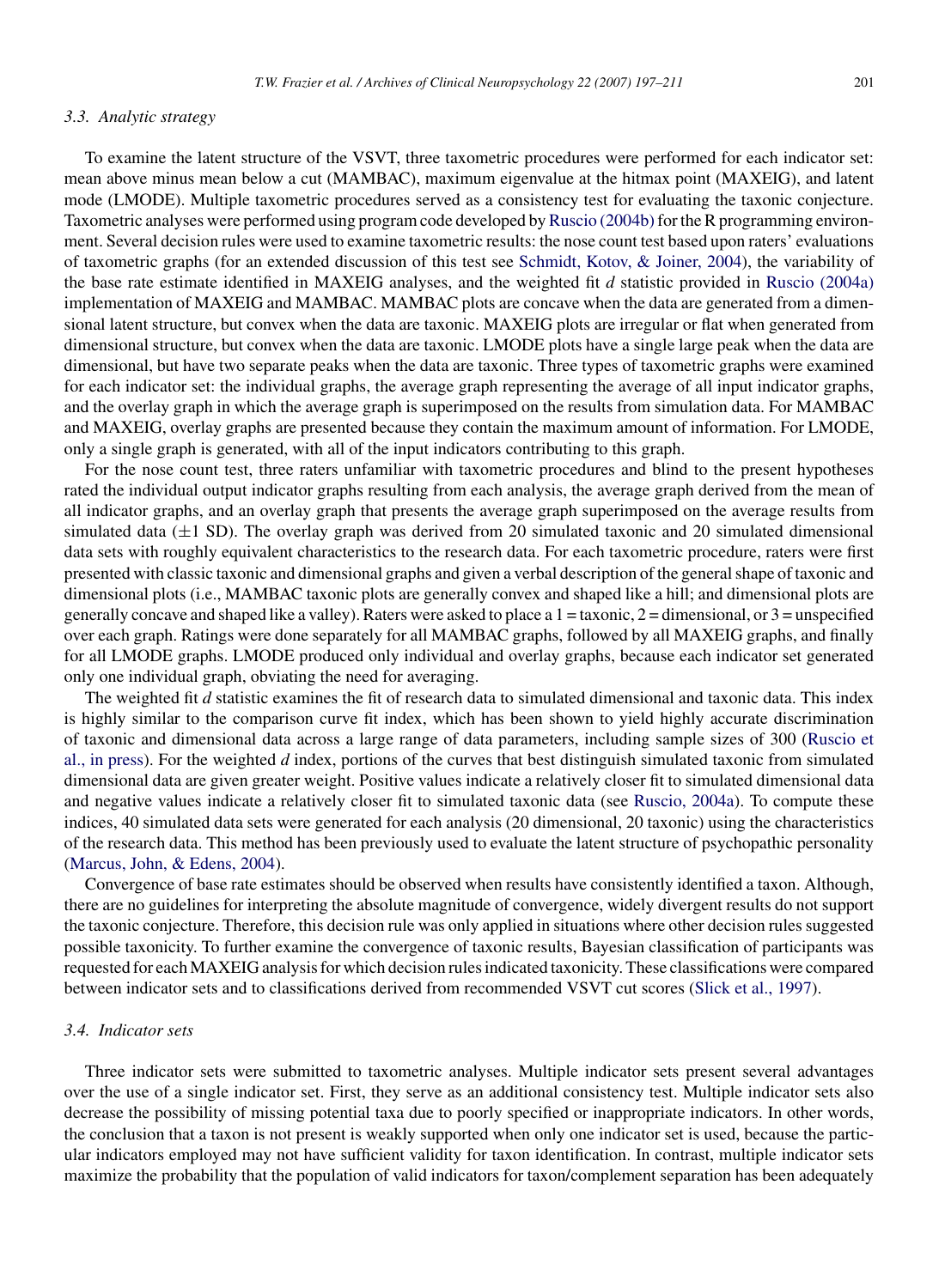### 3.3. Analytic strategy

To examine the latent structure of the VSVT, three taxometric procedures were performed for each indicator set: mean above minus mean below a cut (MAMBAC), maximum eigenvalue at the hitmax point (MAXEIG), and latent mode (LMODE). Multiple taxometric procedures served as a consistency test for evaluating the taxonic conjecture. Taxometric analyses were performed using program code developed by Ruscio (2004b) for the R programming environment. Several decision rules were used to examine taxometric results: the nose count test based upon raters' evaluations of taxometric graphs (for an extended discussion of this test see Schmidt, Kotov, & Joiner, 2004), the variability of the base rate estimate identified in MAXEIG analyses, and the weighted fit *d* statistic provided in Ruscio (2004a) implementation of MAXEIG and MAMBAC. MAMBAC plots are concave when the data are generated from a dimensional latent structure, but convex when the data are taxonic. MAXEIG plots are irregular or flat when generated from dimensional structure, but convex when the data are taxonic. LMODE plots have a single large peak when the data are dimensional, but have two separate peaks when the data are taxonic. Three types of taxometric graphs were examined for each indicator set: the individual graphs, the average graph representing the average of all input indicator graphs, and the overlay graph in which the average graph is superimposed on the results from simulation data. For MAMBAC and MAXEIG, overlay graphs are presented because they contain the maximum amount of information. For LMODE, only a single graph is generated, with all of the input indicators contributing to this graph.

For the nose count test, three raters unfamiliar with taxometric procedures and blind to the present hypotheses rated the individual output indicator graphs resulting from each analysis, the average graph derived from the mean of all indicator graphs, and an overlay graph that presents the average graph superimposed on the average results from simulated data ($\pm 1$ SD). The overlay graph was derived from 20 simulated taxonic and 20 simulated dimensional data sets with roughly equivalent characteristics to the research data. For each taxometric procedure, raters were first presented with classic taxonic and dimensional graphs and given a verbal description of the general shape of taxonic and dimensional plots (i.e., MAMBAC taxonic plots are generally convex and shaped like a hill; and dimensional plots are generally concave and shaped like a valley). Raters were asked to place a 1 = taxonic, 2 = dimensional, or 3 = unspecified over each graph. Ratings were done separately for all MAMBAC graphs, followed by all MAXEIG graphs, and finally for all LMODE graphs. LMODE produced only individual and overlay graphs, because each indicator set generated only one individual graph, obviating the need for averaging.

The weighted fit *d* statistic examines the fit of research data to simulated dimensional and taxonic data. This index is highly similar to the comparison curve fit index, which has been shown to yield highly accurate discrimination of taxonic and dimensional data across a large range of data parameters, including sample sizes of 300 (Ruscio et al., in press). For the weighted *d* index, portions of the curves that best distinguish simulated taxonic from simulated dimensional data are given greater weight. Positive values indicate a relatively closer fit to simulated dimensional data and negative values indicate a relatively closer fit to simulated taxonic data (see Ruscio, 2004a). To compute these indices, 40 simulated data sets were generated for each analysis (20 dimensional, 20 taxonic) using the characteristics of the research data. This method has been previously used to evaluate the latent structure of psychopathic personality (Marcus, John, & Edens, 2004).

Convergence of base rate estimates should be observed when results have consistently identified a taxon. Although, there are no guidelines for interpreting the absolute magnitude of convergence, widely divergent results do not support the taxonic conjecture. Therefore, this decision rule was only applied in situations where other decision rules suggested possible taxonicity. To further examine the convergence of taxonic results, Bayesian classification of participants was requested for each MAXEIG analysis for which decision rules indicated taxonicity. These classifications were compared between indicator sets and to classifications derived from recommended VSVT cut scores (Slick et al., 1997).

### 3.4. Indicator sets

Three indicator sets were submitted to taxometric analyses. Multiple indicator sets present several advantages over the use of a single indicator set. First, they serve as an additional consistency test. Multiple indicator sets also decrease the possibility of missing potential taxa due to poorly specified or inappropriate indicators. In other words, the conclusion that a taxon is not present is weakly supported when only one indicator set is used, because the particular indicators employed may not have sufficient validity for taxon identification. In contrast, multiple indicator sets maximize the probability that the population of valid indicators for taxon/complement separation has been adequately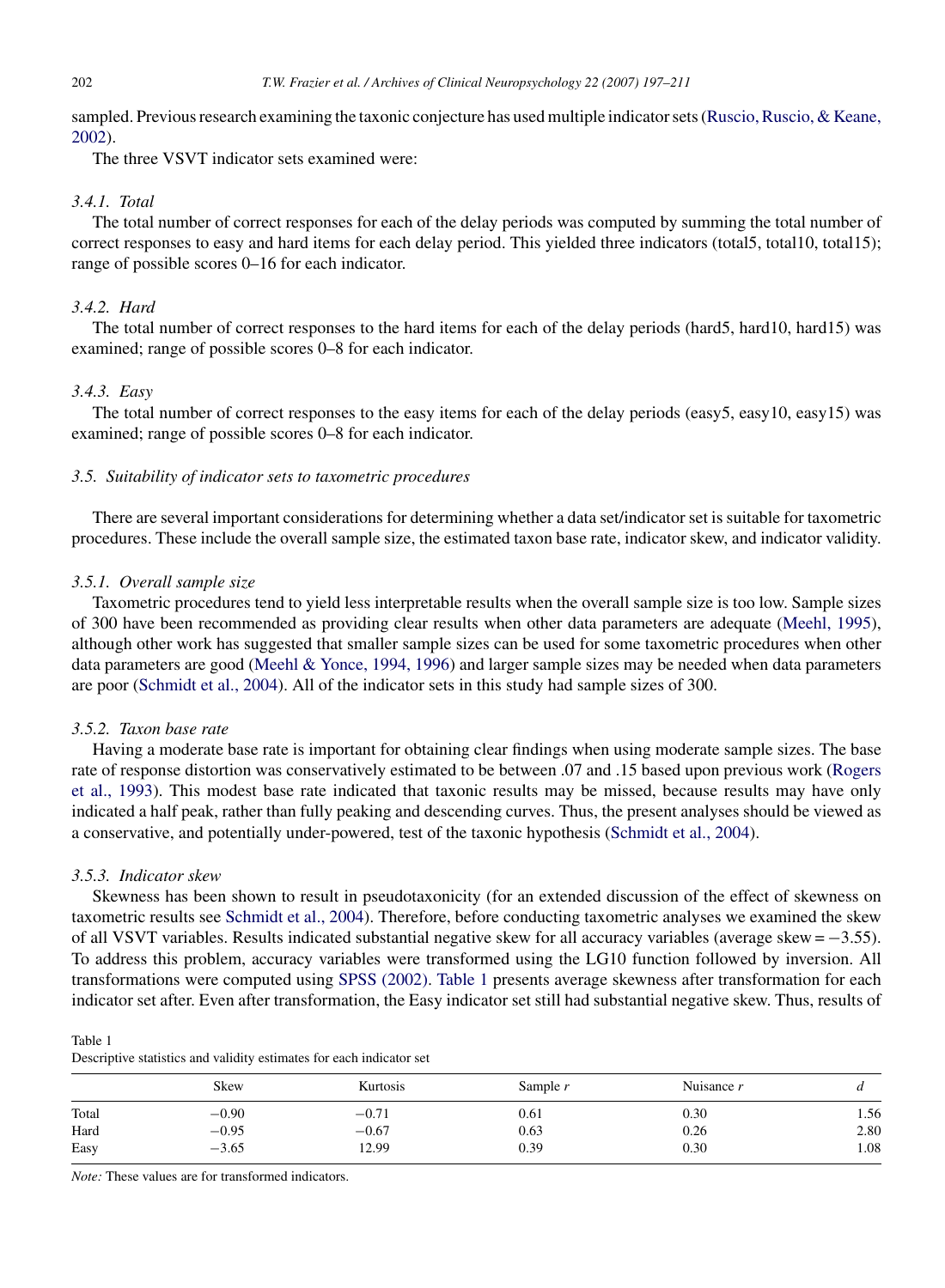sampled. Previous research examining the taxonic conjecture has used multiple indicator sets (Ruscio, Ruscio, & Keane, 2002).

The three VSVT indicator sets examined were:

#### 3.4.1. Total

The total number of correct responses for each of the delay periods was computed by summing the total number of correct responses to easy and hard items for each delay period. This yielded three indicators (total5, total10, total15); range of possible scores 0–16 for each indicator.

#### 3.4.2. Hard

The total number of correct responses to the hard items for each of the delay periods (hard5, hard10, hard15) was examined; range of possible scores 0–8 for each indicator.

#### 3.4.3. Easy

The total number of correct responses to the easy items for each of the delay periods (easy5, easy10, easy15) was examined; range of possible scores 0–8 for each indicator.

### 3.5. Suitability of indicator sets to taxometric procedures

There are several important considerations for determining whether a data set/indicator set is suitable for taxometric procedures. These include the overall sample size, the estimated taxon base rate, indicator skew, and indicator validity.

#### 3.5.1. Overall sample size

Taxometric procedures tend to yield less interpretable results when the overall sample size is too low. Sample sizes of 300 have been recommended as providing clear results when other data parameters are adequate (Meehl, 1995), although other work has suggested that smaller sample sizes can be used for some taxometric procedures when other data parameters are good (Meehl & Yonce, 1994, 1996) and larger sample sizes may be needed when data parameters are poor (Schmidt et al., 2004). All of the indicator sets in this study had sample sizes of 300.

#### 3.5.2. Taxon base rate

Having a moderate base rate is important for obtaining clear findings when using moderate sample sizes. The base rate of response distortion was conservatively estimated to be between .07 and .15 based upon previous work (Rogers et al., 1993). This modest base rate indicated that taxonic results may be missed, because results may have only indicated a half peak, rather than fully peaking and descending curves. Thus, the present analyses should be viewed as a conservative, and potentially under-powered, test of the taxonic hypothesis (Schmidt et al., 2004).

#### 3.5.3. Indicator skew

Skewness has been shown to result in pseudotaxonicity (for an extended discussion of the effect of skewness on taxometric results see Schmidt et al., 2004). Therefore, before conducting taxometric analyses we examined the skew of all VSVT variables. Results indicated substantial negative skew for all accuracy variables (average skew = −3.55). To address this problem, accuracy variables were transformed using the LG10 function followed by inversion. All transformations were computed using SPSS (2002). Table 1 presents average skewness after transformation for each indicator set after. Even after transformation, the Easy indicator set still had substantial negative skew. Thus, results of

Table 1
Descriptive statistics and validity estimates for each indicator set

| | Skew | Kurtosis | Sample *r* | Nuisance *r* | *d* |
|---|---|---|---|---|---|
| Total | −0.90 | −0.71 | 0.61 | 0.30 | 1.56 |
| Hard | −0.95 | −0.67 | 0.63 | 0.26 | 2.80 |
| Easy | −3.65 | 12.99 | 0.39 | 0.30 | 1.08 |

*Note:* These values are for transformed indicators.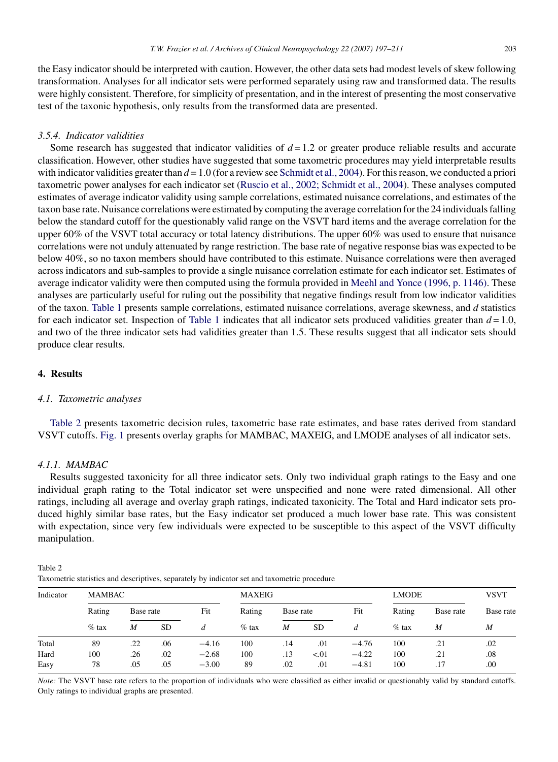the Easy indicator should be interpreted with caution. However, the other data sets had modest levels of skew following transformation. Analyses for all indicator sets were performed separately using raw and transformed data. The results were highly consistent. Therefore, for simplicity of presentation, and in the interest of presenting the most conservative test of the taxonic hypothesis, only results from the transformed data are presented.

#### *3.5.4. Indicator validities*

Some research has suggested that indicator validities of $d = 1.2$ or greater produce reliable results and accurate classification. However, other studies have suggested that some taxometric procedures may yield interpretable results with indicator validities greater than $d = 1.0$ (for a review see Schmidt et al., 2004). For this reason, we conducted a priori taxometric power analyses for each indicator set (Ruscio et al., 2002; Schmidt et al., 2004). These analyses computed estimates of average indicator validity using sample correlations, estimated nuisance correlations, and estimates of the taxon base rate. Nuisance correlations were estimated by computing the average correlation for the 24 individuals falling below the standard cutoff for the questionably valid range on the VSVT hard items and the average correlation for the upper 60% of the VSVT total accuracy or total latency distributions. The upper 60% was used to ensure that nuisance correlations were not unduly attenuated by range restriction. The base rate of negative response bias was expected to be below 40%, so no taxon members should have contributed to this estimate. Nuisance correlations were then averaged across indicators and sub-samples to provide a single nuisance correlation estimate for each indicator set. Estimates of average indicator validity were then computed using the formula provided in Meehl and Yonce (1996, p. 1146). These analyses are particularly useful for ruling out the possibility that negative findings result from low indicator validities of the taxon. Table 1 presents sample correlations, estimated nuisance correlations, average skewness, and $d$ statistics for each indicator set. Inspection of Table 1 indicates that all indicator sets produced validities greater than $d = 1.0$, and two of the three indicator sets had validities greater than 1.5. These results suggest that all indicator sets should produce clear results.

## 4. Results

### *4.1. Taxometric analyses*

Table 2 presents taxometric decision rules, taxometric base rate estimates, and base rates derived from standard VSVT cutoffs. Fig. 1 presents overlay graphs for MAMBAC, MAXEIG, and LMODE analyses of all indicator sets.

#### *4.1.1. MAMBAC*

Results suggested taxonicity for all three indicator sets. Only two individual graph ratings to the Easy and one individual graph rating to the Total indicator set were unspecified and none were rated dimensional. All other ratings, including all average and overlay graph ratings, indicated taxonicity. The Total and Hard indicator sets produced highly similar base rates, but the Easy indicator set produced a much lower base rate. This was consistent with expectation, since very few individuals were expected to be susceptible to this aspect of the VSVT difficulty manipulation.

Table 2
Taxometric statistics and descriptives, separately by indicator set and taxometric procedure

| Indicator | MAMBAC | | | | MAXEIG | | | | LMODE | | VSVT |
|---|---|---|---|---|---|---|---|---|---|---|---|
| | Rating | Base rate | | Fit | Rating | Base rate | | Fit | Rating | Base rate | Base rate |
| | % tax | *M* | SD | *d* | % tax | *M* | SD | *d* | % tax | *M* | *M* |
| Total | 89 | .22 | .06 | −4.16 | 100 | .14 | .01 | −4.76 | 100 | .21 | .02 |
| Hard | 100 | .26 | .02 | −2.68 | 100 | .13 | <.01 | −4.22 | 100 | .21 | .08 |
| Easy | 78 | .05 | .05 | −3.00 | 89 | .02 | .01 | −4.81 | 100 | .17 | .00 |

*Note:* The VSVT base rate refers to the proportion of individuals who were classified as either invalid or questionably valid by standard cutoffs. Only ratings to individual graphs are presented.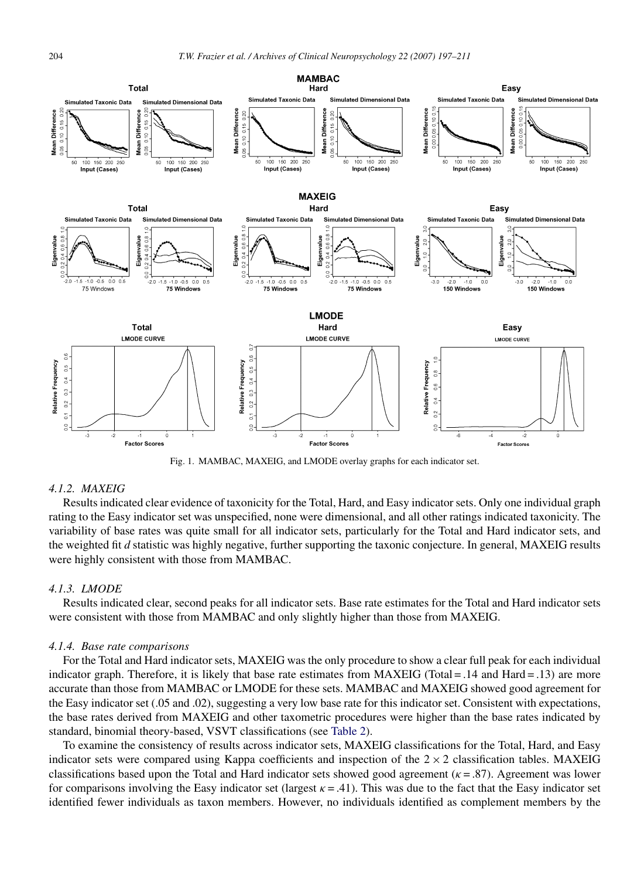Fig. 1. MAMBAC, MAXEIG, and LMODE overlay graphs for each indicator set.

#### 4.1.2. MAXEIG

Results indicated clear evidence of taxonicity for the Total, Hard, and Easy indicator sets. Only one individual graph rating to the Easy indicator set was unspecified, none were dimensional, and all other ratings indicated taxonicity. The variability of base rates was quite small for all indicator sets, particularly for the Total and Hard indicator sets, and the weighted fit *d* statistic was highly negative, further supporting the taxonic conjecture. In general, MAXEIG results were highly consistent with those from MAMBAC.

#### 4.1.3. LMODE

Results indicated clear, second peaks for all indicator sets. Base rate estimates for the Total and Hard indicator sets were consistent with those from MAMBAC and only slightly higher than those from MAXEIG.

#### 4.1.4. Base rate comparisons

For the Total and Hard indicator sets, MAXEIG was the only procedure to show a clear full peak for each individual indicator graph. Therefore, it is likely that base rate estimates from MAXEIG (Total = .14 and Hard = .13) are more accurate than those from MAMBAC or LMODE for these sets. MAMBAC and MAXEIG showed good agreement for the Easy indicator set (.05 and .02), suggesting a very low base rate for this indicator set. Consistent with expectations, the base rates derived from MAXEIG and other taxometric procedures were higher than the base rates indicated by standard, binomial theory-based, VSVT classifications (see Table 2).

To examine the consistency of results across indicator sets, MAXEIG classifications for the Total, Hard, and Easy indicator sets were compared using Kappa coefficients and inspection of the $2 \times 2$ classification tables. MAXEIG classifications based upon the Total and Hard indicator sets showed good agreement ($\kappa = .87$). Agreement was lower for comparisons involving the Easy indicator set (largest $\kappa = .41$). This was due to the fact that the Easy indicator set identified fewer individuals as taxon members. However, no individuals identified as complement members by the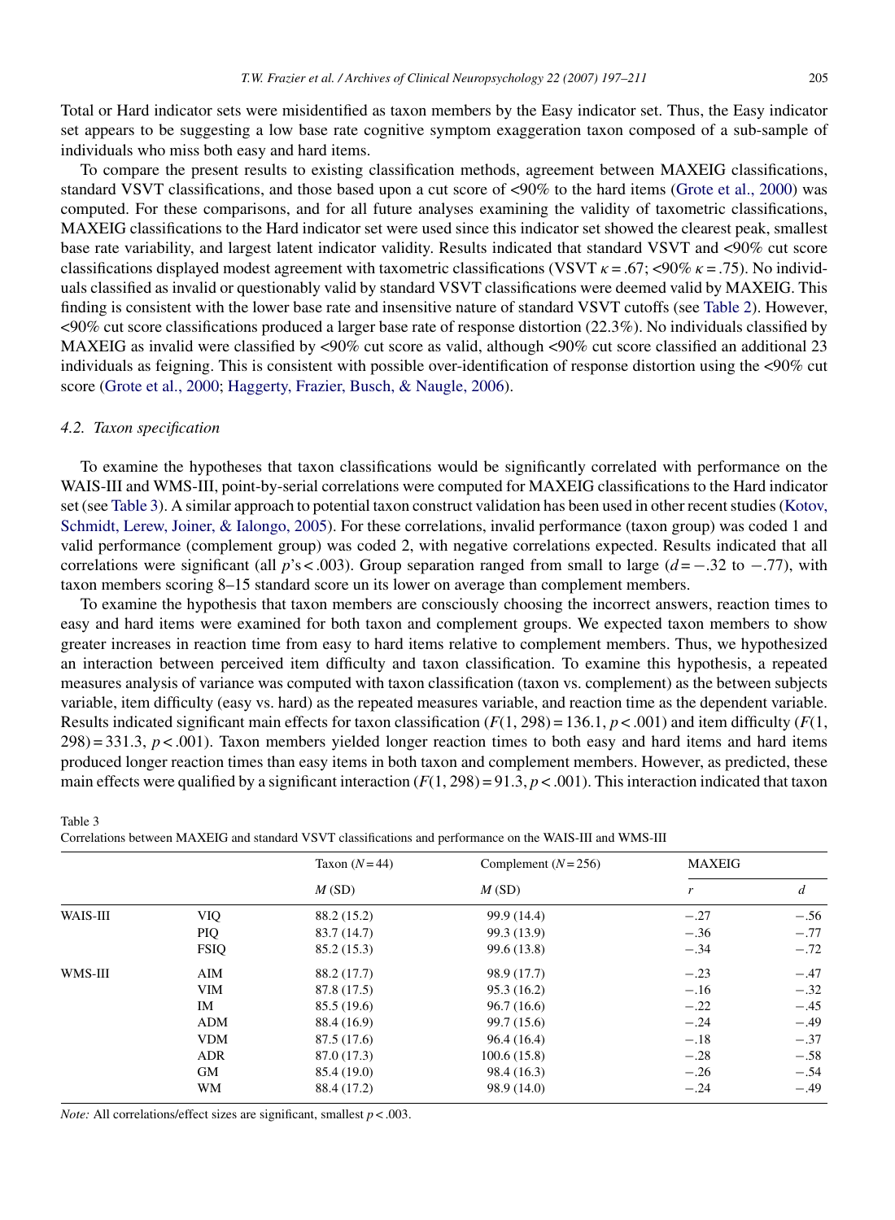Total or Hard indicator sets were misidentified as taxon members by the Easy indicator set. Thus, the Easy indicator set appears to be suggesting a low base rate cognitive symptom exaggeration taxon composed of a sub-sample of individuals who miss both easy and hard items.

To compare the present results to existing classification methods, agreement between MAXEIG classifications, standard VSVT classifications, and those based upon a cut score of <90% to the hard items (Grote et al., 2000) was computed. For these comparisons, and for all future analyses examining the validity of taxometric classifications, MAXEIG classifications to the Hard indicator set were used since this indicator set showed the clearest peak, smallest base rate variability, and largest latent indicator validity. Results indicated that standard VSVT and <90% cut score classifications displayed modest agreement with taxometric classifications (VSVT $\kappa = .67$; <90% $\kappa = .75$). No individuals classified as invalid or questionably valid by standard VSVT classifications were deemed valid by MAXEIG. This finding is consistent with the lower base rate and insensitive nature of standard VSVT cutoffs (see Table 2). However, <90% cut score classifications produced a larger base rate of response distortion (22.3%). No individuals classified by MAXEIG as invalid were classified by <90% cut score as valid, although <90% cut score classified an additional 23 individuals as feigning. This is consistent with possible over-identification of response distortion using the <90% cut score (Grote et al., 2000; Haggerty, Frazier, Busch, & Naugle, 2006).

### 4.2. Taxon specification

To examine the hypotheses that taxon classifications would be significantly correlated with performance on the WAIS-III and WMS-III, point-by-serial correlations were computed for MAXEIG classifications to the Hard indicator set (see Table 3). A similar approach to potential taxon construct validation has been used in other recent studies (Kotov, Schmidt, Lerew, Joiner, & Ialongo, 2005). For these correlations, invalid performance (taxon group) was coded 1 and valid performance (complement group) was coded 2, with negative correlations expected. Results indicated that all correlations were significant (all $p$'s < .003). Group separation ranged from small to large ($d = -.32$ to $-.77$), with taxon members scoring 8–15 standard score un its lower on average than complement members.

To examine the hypothesis that taxon members are consciously choosing the incorrect answers, reaction times to easy and hard items were examined for both taxon and complement groups. We expected taxon members to show greater increases in reaction time from easy to hard items relative to complement members. Thus, we hypothesized an interaction between perceived item difficulty and taxon classification. To examine this hypothesis, a repeated measures analysis of variance was computed with taxon classification (taxon vs. complement) as the between subjects variable, item difficulty (easy vs. hard) as the repeated measures variable, and reaction time as the dependent variable. Results indicated significant main effects for taxon classification ($F(1, 298) = 136.1$, $p < .001$) and item difficulty ($F(1, 298) = 331.3$, $p < .001$). Taxon members yielded longer reaction times to both easy and hard items and hard items produced longer reaction times than easy items in both taxon and complement members. However, as predicted, these main effects were qualified by a significant interaction ($F(1, 298) = 91.3$, $p < .001$). This interaction indicated that taxon

Table 3
Correlations between MAXEIG and standard VSVT classifications and performance on the WAIS-III and WMS-III

| | | Taxon ($N = 44$) | Complement ($N = 256$) | MAXEIG | |
|---|---|---|---|---|---|
| | | *M* (SD) | *M* (SD) | *r* | *d* |
| WAIS-III | VIQ | 88.2 (15.2) | 99.9 (14.4) | −.27 | −.56 |
| | PIQ | 83.7 (14.7) | 99.3 (13.9) | −.36 | −.77 |
| | FSIQ | 85.2 (15.3) | 99.6 (13.8) | −.34 | −.72 |
| WMS-III | AIM | 88.2 (17.7) | 98.9 (17.7) | −.23 | −.47 |
| | VIM | 87.8 (17.5) | 95.3 (16.2) | −.16 | −.32 |
| | IM | 85.5 (19.6) | 96.7 (16.6) | −.22 | −.45 |
| | ADM | 88.4 (16.9) | 99.7 (15.6) | −.24 | −.49 |
| | VDM | 87.5 (17.6) | 96.4 (16.4) | −.18 | −.37 |
| | ADR | 87.0 (17.3) | 100.6 (15.8) | −.28 | −.58 |
| | GM | 85.4 (19.0) | 98.4 (16.3) | −.26 | −.54 |
| | WM | 88.4 (17.2) | 98.9 (14.0) | −.24 | −.49 |

*Note:* All correlations/effect sizes are significant, smallest $p < .003$.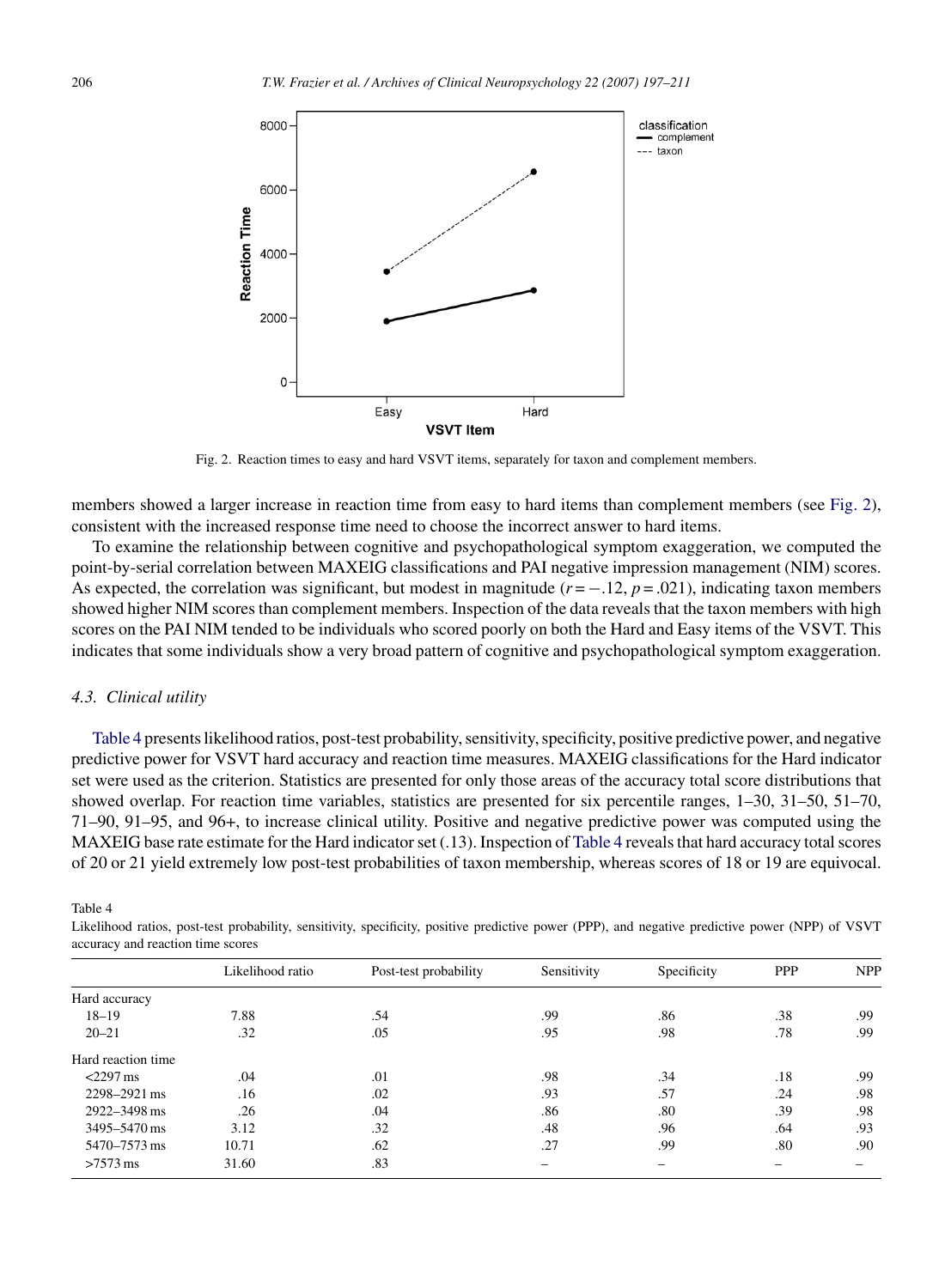Fig. 2. Reaction times to easy and hard VSVT items, separately for taxon and complement members.

members showed a larger increase in reaction time from easy to hard items than complement members (see Fig. 2), consistent with the increased response time need to choose the incorrect answer to hard items.

To examine the relationship between cognitive and psychopathological symptom exaggeration, we computed the point-by-serial correlation between MAXEIG classifications and PAI negative impression management (NIM) scores. As expected, the correlation was significant, but modest in magnitude ($r = -.12$, $p = .021$), indicating taxon members showed higher NIM scores than complement members. Inspection of the data reveals that the taxon members with high scores on the PAI NIM tended to be individuals who scored poorly on both the Hard and Easy items of the VSVT. This indicates that some individuals show a very broad pattern of cognitive and psychopathological symptom exaggeration.

### 4.3. Clinical utility

Table 4 presents likelihood ratios, post-test probability, sensitivity, specificity, positive predictive power, and negative predictive power for VSVT hard accuracy and reaction time measures. MAXEIG classifications for the Hard indicator set were used as the criterion. Statistics are presented for only those areas of the accuracy total score distributions that showed overlap. For reaction time variables, statistics are presented for six percentile ranges, 1–30, 31–50, 51–70, 71–90, 91–95, and 96+, to increase clinical utility. Positive and negative predictive power was computed using the MAXEIG base rate estimate for the Hard indicator set (.13). Inspection of Table 4 reveals that hard accuracy total scores of 20 or 21 yield extremely low post-test probabilities of taxon membership, whereas scores of 18 or 19 are equivocal.

Table 4
Likelihood ratios, post-test probability, sensitivity, specificity, positive predictive power (PPP), and negative predictive power (NPP) of VSVT accuracy and reaction time scores

| | Likelihood ratio | Post-test probability | Sensitivity | Specificity | PPP | NPP |
|---|---|---|---|---|---|---|
| Hard accuracy | | | | | | |
| 18–19 | 7.88 | .54 | .99 | .86 | .38 | .99 |
| 20–21 | .32 | .05 | .95 | .98 | .78 | .99 |
| Hard reaction time | | | | | | |
| <2297 ms | .04 | .01 | .98 | .34 | .18 | .99 |
| 2298–2921 ms | .16 | .02 | .93 | .57 | .24 | .98 |
| 2922–3498 ms | .26 | .04 | .86 | .80 | .39 | .98 |
| 3495–5470 ms | 3.12 | .32 | .48 | .96 | .64 | .93 |
| 5470–7573 ms | 10.71 | .62 | .27 | .99 | .80 | .90 |
| >7573 ms | 31.60 | .83 | – | – | – | – |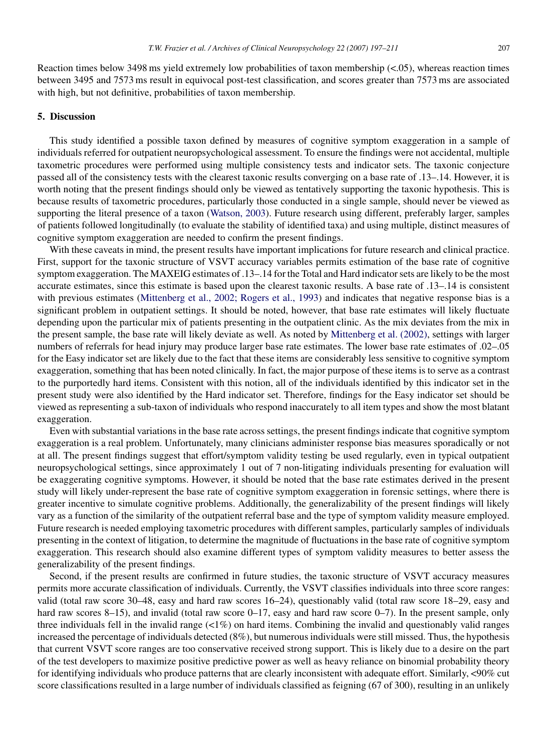Reaction times below 3498 ms yield extremely low probabilities of taxon membership (<.05), whereas reaction times between 3495 and 7573 ms result in equivocal post-test classification, and scores greater than 7573 ms are associated with high, but not definitive, probabilities of taxon membership.

## 5. Discussion

This study identified a possible taxon defined by measures of cognitive symptom exaggeration in a sample of individuals referred for outpatient neuropsychological assessment. To ensure the findings were not accidental, multiple taxometric procedures were performed using multiple consistency tests and indicator sets. The taxonic conjecture passed all of the consistency tests with the clearest taxonic results converging on a base rate of .13–.14. However, it is worth noting that the present findings should only be viewed as tentatively supporting the taxonic hypothesis. This is because results of taxometric procedures, particularly those conducted in a single sample, should never be viewed as supporting the literal presence of a taxon (Watson, 2003). Future research using different, preferably larger, samples of patients followed longitudinally (to evaluate the stability of identified taxa) and using multiple, distinct measures of cognitive symptom exaggeration are needed to confirm the present findings.

With these caveats in mind, the present results have important implications for future research and clinical practice. First, support for the taxonic structure of VSVT accuracy variables permits estimation of the base rate of cognitive symptom exaggeration. The MAXEIG estimates of .13–.14 for the Total and Hard indicator sets are likely to be the most accurate estimates, since this estimate is based upon the clearest taxonic results. A base rate of .13–.14 is consistent with previous estimates (Mittenberg et al., 2002; Rogers et al., 1993) and indicates that negative response bias is a significant problem in outpatient settings. It should be noted, however, that base rate estimates will likely fluctuate depending upon the particular mix of patients presenting in the outpatient clinic. As the mix deviates from the mix in the present sample, the base rate will likely deviate as well. As noted by Mittenberg et al. (2002), settings with larger numbers of referrals for head injury may produce larger base rate estimates. The lower base rate estimates of .02–.05 for the Easy indicator set are likely due to the fact that these items are considerably less sensitive to cognitive symptom exaggeration, something that has been noted clinically. In fact, the major purpose of these items is to serve as a contrast to the purportedly hard items. Consistent with this notion, all of the individuals identified by this indicator set in the present study were also identified by the Hard indicator set. Therefore, findings for the Easy indicator set should be viewed as representing a sub-taxon of individuals who respond inaccurately to all item types and show the most blatant exaggeration.

Even with substantial variations in the base rate across settings, the present findings indicate that cognitive symptom exaggeration is a real problem. Unfortunately, many clinicians administer response bias measures sporadically or not at all. The present findings suggest that effort/symptom validity testing be used regularly, even in typical outpatient neuropsychological settings, since approximately 1 out of 7 non-litigating individuals presenting for evaluation will be exaggerating cognitive symptoms. However, it should be noted that the base rate estimates derived in the present study will likely under-represent the base rate of cognitive symptom exaggeration in forensic settings, where there is greater incentive to simulate cognitive problems. Additionally, the generalizability of the present findings will likely vary as a function of the similarity of the outpatient referral base and the type of symptom validity measure employed. Future research is needed employing taxometric procedures with different samples, particularly samples of individuals presenting in the context of litigation, to determine the magnitude of fluctuations in the base rate of cognitive symptom exaggeration. This research should also examine different types of symptom validity measures to better assess the generalizability of the present findings.

Second, if the present results are confirmed in future studies, the taxonic structure of VSVT accuracy measures permits more accurate classification of individuals. Currently, the VSVT classifies individuals into three score ranges: valid (total raw score 30–48, easy and hard raw scores 16–24), questionably valid (total raw score 18–29, easy and hard raw scores 8–15), and invalid (total raw score 0–17, easy and hard raw score 0–7). In the present sample, only three individuals fell in the invalid range (<1%) on hard items. Combining the invalid and questionably valid ranges increased the percentage of individuals detected (8%), but numerous individuals were still missed. Thus, the hypothesis that current VSVT score ranges are too conservative received strong support. This is likely due to a desire on the part of the test developers to maximize positive predictive power as well as heavy reliance on binomial probability theory for identifying individuals who produce patterns that are clearly inconsistent with adequate effort. Similarly, <90% cut score classifications resulted in a large number of individuals classified as feigning (67 of 300), resulting in an unlikely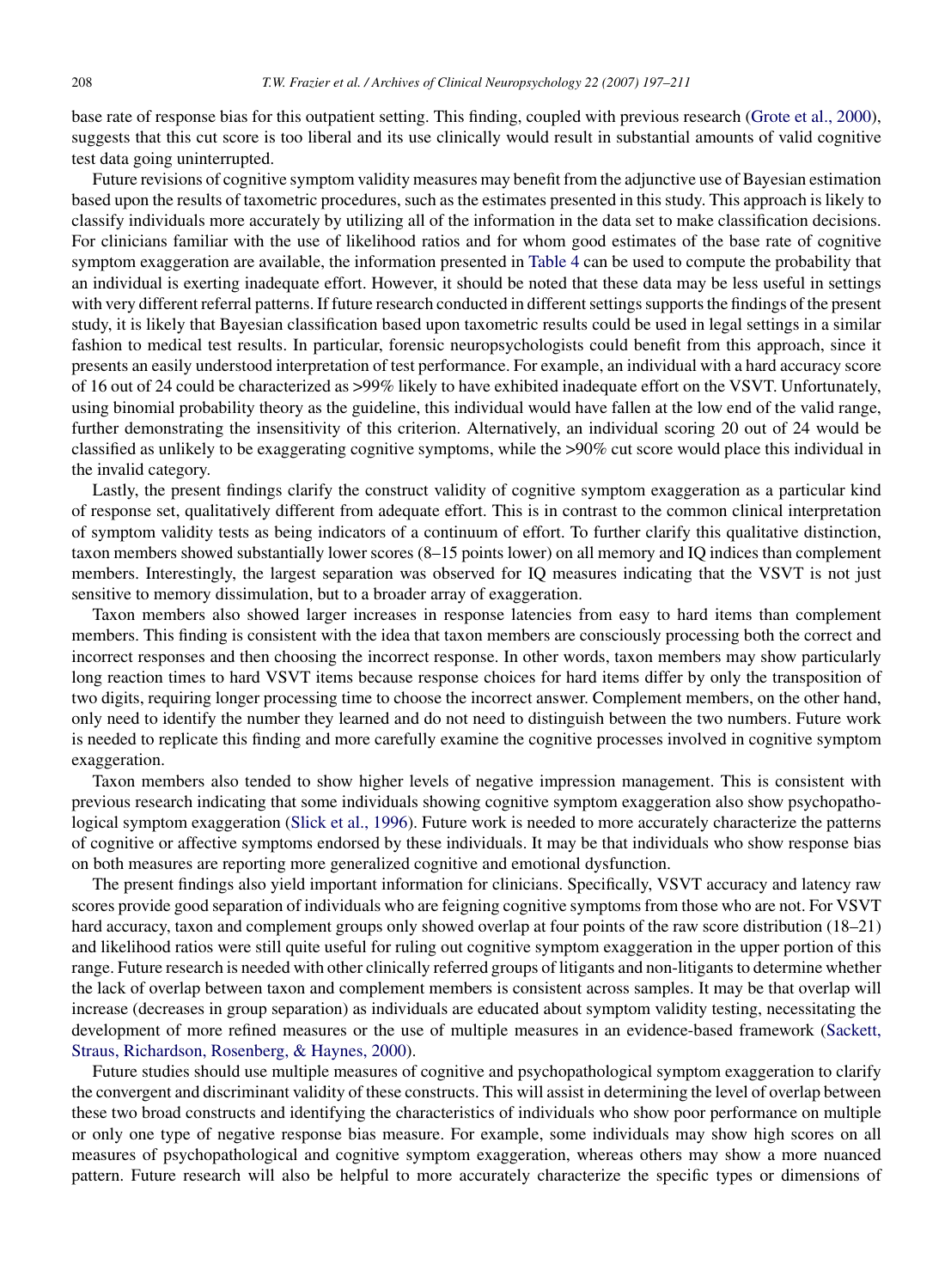base rate of response bias for this outpatient setting. This finding, coupled with previous research (Grote et al., 2000), suggests that this cut score is too liberal and its use clinically would result in substantial amounts of valid cognitive test data going uninterrupted.

Future revisions of cognitive symptom validity measures may benefit from the adjunctive use of Bayesian estimation based upon the results of taxometric procedures, such as the estimates presented in this study. This approach is likely to classify individuals more accurately by utilizing all of the information in the data set to make classification decisions. For clinicians familiar with the use of likelihood ratios and for whom good estimates of the base rate of cognitive symptom exaggeration are available, the information presented in Table 4 can be used to compute the probability that an individual is exerting inadequate effort. However, it should be noted that these data may be less useful in settings with very different referral patterns. If future research conducted in different settings supports the findings of the present study, it is likely that Bayesian classification based upon taxometric results could be used in legal settings in a similar fashion to medical test results. In particular, forensic neuropsychologists could benefit from this approach, since it presents an easily understood interpretation of test performance. For example, an individual with a hard accuracy score of 16 out of 24 could be characterized as >99% likely to have exhibited inadequate effort on the VSVT. Unfortunately, using binomial probability theory as the guideline, this individual would have fallen at the low end of the valid range, further demonstrating the insensitivity of this criterion. Alternatively, an individual scoring 20 out of 24 would be classified as unlikely to be exaggerating cognitive symptoms, while the >90% cut score would place this individual in the invalid category.

Lastly, the present findings clarify the construct validity of cognitive symptom exaggeration as a particular kind of response set, qualitatively different from adequate effort. This is in contrast to the common clinical interpretation of symptom validity tests as being indicators of a continuum of effort. To further clarify this qualitative distinction, taxon members showed substantially lower scores (8–15 points lower) on all memory and IQ indices than complement members. Interestingly, the largest separation was observed for IQ measures indicating that the VSVT is not just sensitive to memory dissimulation, but to a broader array of exaggeration.

Taxon members also showed larger increases in response latencies from easy to hard items than complement members. This finding is consistent with the idea that taxon members are consciously processing both the correct and incorrect responses and then choosing the incorrect response. In other words, taxon members may show particularly long reaction times to hard VSVT items because response choices for hard items differ by only the transposition of two digits, requiring longer processing time to choose the incorrect answer. Complement members, on the other hand, only need to identify the number they learned and do not need to distinguish between the two numbers. Future work is needed to replicate this finding and more carefully examine the cognitive processes involved in cognitive symptom exaggeration.

Taxon members also tended to show higher levels of negative impression management. This is consistent with previous research indicating that some individuals showing cognitive symptom exaggeration also show psychopathological symptom exaggeration (Slick et al., 1996). Future work is needed to more accurately characterize the patterns of cognitive or affective symptoms endorsed by these individuals. It may be that individuals who show response bias on both measures are reporting more generalized cognitive and emotional dysfunction.

The present findings also yield important information for clinicians. Specifically, VSVT accuracy and latency raw scores provide good separation of individuals who are feigning cognitive symptoms from those who are not. For VSVT hard accuracy, taxon and complement groups only showed overlap at four points of the raw score distribution (18–21) and likelihood ratios were still quite useful for ruling out cognitive symptom exaggeration in the upper portion of this range. Future research is needed with other clinically referred groups of litigants and non-litigants to determine whether the lack of overlap between taxon and complement members is consistent across samples. It may be that overlap will increase (decreases in group separation) as individuals are educated about symptom validity testing, necessitating the development of more refined measures or the use of multiple measures in an evidence-based framework (Sackett, Straus, Richardson, Rosenberg, & Haynes, 2000).

Future studies should use multiple measures of cognitive and psychopathological symptom exaggeration to clarify the convergent and discriminant validity of these constructs. This will assist in determining the level of overlap between these two broad constructs and identifying the characteristics of individuals who show poor performance on multiple or only one type of negative response bias measure. For example, some individuals may show high scores on all measures of psychopathological and cognitive symptom exaggeration, whereas others may show a more nuanced pattern. Future research will also be helpful to more accurately characterize the specific types or dimensions of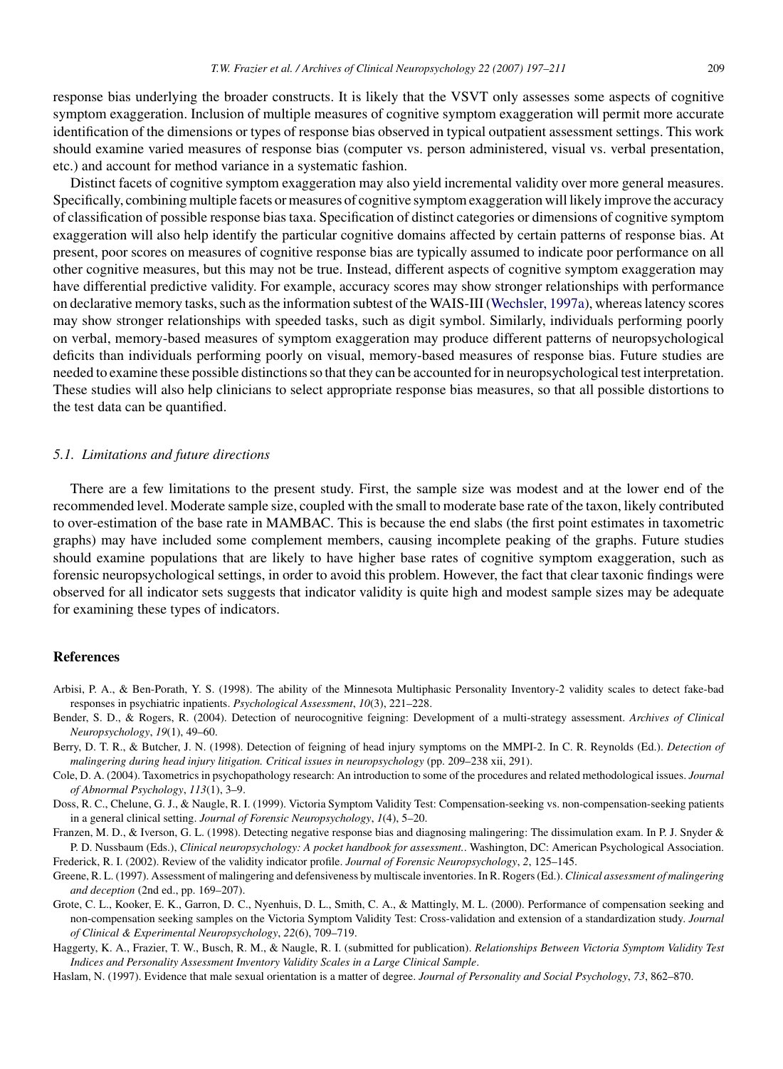response bias underlying the broader constructs. It is likely that the VSVT only assesses some aspects of cognitive symptom exaggeration. Inclusion of multiple measures of cognitive symptom exaggeration will permit more accurate identification of the dimensions or types of response bias observed in typical outpatient assessment settings. This work should examine varied measures of response bias (computer vs. person administered, visual vs. verbal presentation, etc.) and account for method variance in a systematic fashion.

Distinct facets of cognitive symptom exaggeration may also yield incremental validity over more general measures. Specifically, combining multiple facets or measures of cognitive symptom exaggeration will likely improve the accuracy of classification of possible response bias taxa. Specification of distinct categories or dimensions of cognitive symptom exaggeration will also help identify the particular cognitive domains affected by certain patterns of response bias. At present, poor scores on measures of cognitive response bias are typically assumed to indicate poor performance on all other cognitive measures, but this may not be true. Instead, different aspects of cognitive symptom exaggeration may have differential predictive validity. For example, accuracy scores may show stronger relationships with performance on declarative memory tasks, such as the information subtest of the WAIS-III (Wechsler, 1997a), whereas latency scores may show stronger relationships with speeded tasks, such as digit symbol. Similarly, individuals performing poorly on verbal, memory-based measures of symptom exaggeration may produce different patterns of neuropsychological deficits than individuals performing poorly on visual, memory-based measures of response bias. Future studies are needed to examine these possible distinctions so that they can be accounted for in neuropsychological test interpretation. These studies will also help clinicians to select appropriate response bias measures, so that all possible distortions to the test data can be quantified.

### *5.1. Limitations and future directions*

There are a few limitations to the present study. First, the sample size was modest and at the lower end of the recommended level. Moderate sample size, coupled with the small to moderate base rate of the taxon, likely contributed to over-estimation of the base rate in MAMBAC. This is because the end slabs (the first point estimates in taxometric graphs) may have included some complement members, causing incomplete peaking of the graphs. Future studies should examine populations that are likely to have higher base rates of cognitive symptom exaggeration, such as forensic neuropsychological settings, in order to avoid this problem. However, the fact that clear taxonic findings were observed for all indicator sets suggests that indicator validity is quite high and modest sample sizes may be adequate for examining these types of indicators.

## References

Arbisi, P. A., & Ben-Porath, Y. S. (1998). The ability of the Minnesota Multiphasic Personality Inventory-2 validity scales to detect fake-bad responses in psychiatric inpatients. *Psychological Assessment*, *10*(3), 221–228.

Bender, S. D., & Rogers, R. (2004). Detection of neurocognitive feigning: Development of a multi-strategy assessment. *Archives of Clinical Neuropsychology*, *19*(1), 49–60.

Berry, D. T. R., & Butcher, J. N. (1998). Detection of feigning of head injury symptoms on the MMPI-2. In C. R. Reynolds (Ed.). *Detection of malingering during head injury litigation. Critical issues in neuropsychology* (pp. 209–238 xii, 291).

Cole, D. A. (2004). Taxometrics in psychopathology research: An introduction to some of the procedures and related methodological issues. *Journal of Abnormal Psychology*, *113*(1), 3–9.

Doss, R. C., Chelune, G. J., & Naugle, R. I. (1999). Victoria Symptom Validity Test: Compensation-seeking vs. non-compensation-seeking patients in a general clinical setting. *Journal of Forensic Neuropsychology*, *1*(4), 5–20.

Franzen, M. D., & Iverson, G. L. (1998). Detecting negative response bias and diagnosing malingering: The dissimulation exam. In P. J. Snyder & P. D. Nussbaum (Eds.), *Clinical neuropsychology: A pocket handbook for assessment.*. Washington, DC: American Psychological Association.

Frederick, R. I. (2002). Review of the validity indicator profile. *Journal of Forensic Neuropsychology*, *2*, 125–145.

Greene, R. L. (1997). Assessment of malingering and defensiveness by multiscale inventories. In R. Rogers (Ed.). *Clinical assessment of malingering and deception* (2nd ed., pp. 169–207).

Grote, C. L., Kooker, E. K., Garron, D. C., Nyenhuis, D. L., Smith, C. A., & Mattingly, M. L. (2000). Performance of compensation seeking and non-compensation seeking samples on the Victoria Symptom Validity Test: Cross-validation and extension of a standardization study. *Journal of Clinical & Experimental Neuropsychology*, *22*(6), 709–719.

Haggerty, K. A., Frazier, T. W., Busch, R. M., & Naugle, R. I. (submitted for publication). *Relationships Between Victoria Symptom Validity Test Indices and Personality Assessment Inventory Validity Scales in a Large Clinical Sample*.

Haslam, N. (1997). Evidence that male sexual orientation is a matter of degree. *Journal of Personality and Social Psychology*, *73*, 862–870.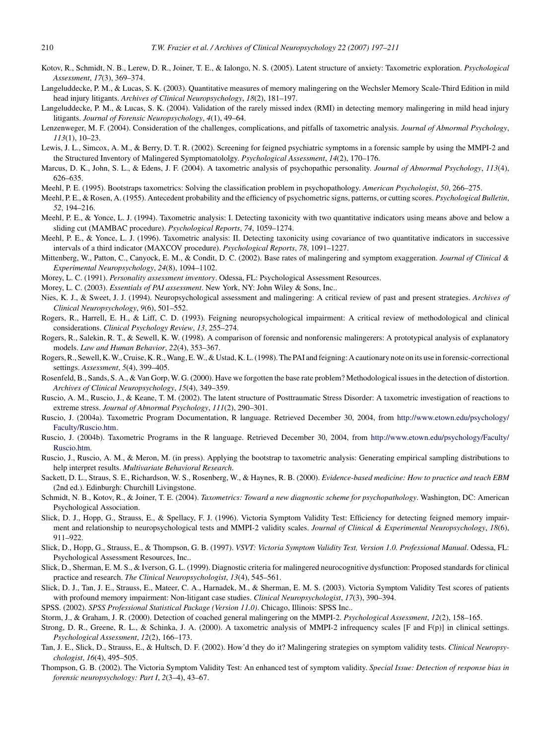Kotov, R., Schmidt, N. B., Lerew, D. R., Joiner, T. E., & Ialongo, N. S. (2005). Latent structure of anxiety: Taxometric exploration. *Psychological Assessment*, *17*(3), 369–374.

Langeluddecke, P. M., & Lucas, S. K. (2003). Quantitative measures of memory malingering on the Wechsler Memory Scale-Third Edition in mild head injury litigants. *Archives of Clinical Neuropsychology*, *18*(2), 181–197.

Langeluddecke, P. M., & Lucas, S. K. (2004). Validation of the rarely missed index (RMI) in detecting memory malingering in mild head injury litigants. *Journal of Forensic Neuropsychology*, *4*(1), 49–64.

Lenzenweger, M. F. (2004). Consideration of the challenges, complications, and pitfalls of taxometric analysis. *Journal of Abnormal Psychology*, *113*(1), 10–23.

Lewis, J. L., Simcox, A. M., & Berry, D. T. R. (2002). Screening for feigned psychiatric symptoms in a forensic sample by using the MMPI-2 and the Structured Inventory of Malingered Symptomatololgy. *Psychological Assessment*, *14*(2), 170–176.

Marcus, D. K., John, S. L., & Edens, J. F. (2004). A taxometric analysis of psychopathic personality. *Journal of Abnormal Psychology*, *113*(4), 626–635.

Meehl, P. E. (1995). Bootstraps taxometrics: Solving the classification problem in psychopathology. *American Psychologist*, *50*, 266–275.

Meehl, P. E., & Rosen, A. (1955). Antecedent probability and the efficiency of psychometric signs, patterns, or cutting scores. *Psychological Bulletin*, *52*, 194–216.

Meehl, P. E., & Yonce, L. J. (1994). Taxometric analysis: I. Detecting taxonicity with two quantitative indicators using means above and below a sliding cut (MAMBAC procedure). *Psychological Reports*, *74*, 1059–1274.

Meehl, P. E., & Yonce, L. J. (1996). Taxometric analysis: II. Detecting taxonicity using covariance of two quantitative indicators in successive intervals of a third indicator (MAXCOV procedure). *Psychological Reports*, *78*, 1091–1227.

Mittenberg, W., Patton, C., Canyock, E. M., & Condit, D. C. (2002). Base rates of malingering and symptom exaggeration. *Journal of Clinical & Experimental Neuropsychology*, *24*(8), 1094–1102.

Morey, L. C. (1991). *Personality assessment inventory*. Odessa, FL: Psychological Assessment Resources.

Morey, L. C. (2003). *Essentials of PAI assessment*. New York, NY: John Wiley & Sons, Inc..

Nies, K. J., & Sweet, J. J. (1994). Neuropsychological assessment and malingering: A critical review of past and present strategies. *Archives of Clinical Neuropsychology*, *9*(6), 501–552.

Rogers, R., Harrell, E. H., & Liff, C. D. (1993). Feigning neuropsychological impairment: A critical review of methodological and clinical considerations. *Clinical Psychology Review*, *13*, 255–274.

Rogers, R., Salekin, R. T., & Sewell, K. W. (1998). A comparison of forensic and nonforensic malingerers: A prototypical analysis of explanatory models. *Law and Human Behavior*, *22*(4), 353–367.

Rogers, R., Sewell, K. W., Cruise, K. R., Wang, E. W., & Ustad, K. L. (1998). The PAI and feigning: A cautionary note on its use in forensic-correctional settings. *Assessment*, *5*(4), 399–405.

Rosenfeld, B., Sands, S. A., & Van Gorp, W. G. (2000). Have we forgotten the base rate problem? Methodological issues in the detection of distortion. *Archives of Clinical Neuropsychology*, *15*(4), 349–359.

Ruscio, A. M., Ruscio, J., & Keane, T. M. (2002). The latent structure of Posttraumatic Stress Disorder: A taxometric investigation of reactions to extreme stress. *Journal of Abnormal Psychology*, *111*(2), 290–301.

Ruscio, J. (2004a). Taxometric Program Documentation, R language. Retrieved December 30, 2004, from http://www.etown.edu/psychology/Faculty/Ruscio.htm.

Ruscio, J. (2004b). Taxometric Programs in the R language. Retrieved December 30, 2004, from http://www.etown.edu/psychology/Faculty/Ruscio.htm.

Ruscio, J., Ruscio, A. M., & Meron, M. (in press). Applying the bootstrap to taxometric analysis: Generating empirical sampling distributions to help interpret results. *Multivariate Behavioral Research*.

Sackett, D. L., Straus, S. E., Richardson, W. S., Rosenberg, W., & Haynes, R. B. (2000). *Evidence-based medicine: How to practice and teach EBM* (2nd ed.). Edinburgh: Churchill Livingstone.

Schmidt, N. B., Kotov, R., & Joiner, T. E. (2004). *Taxometrics: Toward a new diagnostic scheme for psychopathology*. Washington, DC: American Psychological Association.

Slick, D. J., Hopp, G., Strauss, E., & Spellacy, F. J. (1996). Victoria Symptom Validity Test: Efficiency for detecting feigned memory impairment and relationship to neuropsychological tests and MMPI-2 validity scales. *Journal of Clinical & Experimental Neuropsychology*, *18*(6), 911–922.

Slick, D., Hopp, G., Strauss, E., & Thompson, G. B. (1997). *VSVT: Victoria Symptom Validity Test, Version 1.0. Professional Manual*. Odessa, FL: Psychological Assessment Resources, Inc..

Slick, D., Sherman, E. M. S., & Iverson, G. L. (1999). Diagnostic criteria for malingered neurocognitive dysfunction: Proposed standards for clinical practice and research. *The Clinical Neuropsychologist*, *13*(4), 545–561.

Slick, D. J., Tan, J. E., Strauss, E., Mateer, C. A., Harnadek, M., & Sherman, E. M. S. (2003). Victoria Symptom Validity Test scores of patients with profound memory impairment: Non-litigant case studies. *Clinical Neuropsychologist*, *17*(3), 390–394.

SPSS. (2002). *SPSS Professional Statistical Package (Version 11.0)*. Chicago, Illinois: SPSS Inc..

Storm, J., & Graham, J. R. (2000). Detection of coached general malingering on the MMPI-2. *Psychological Assessment*, *12*(2), 158–165.

Strong, D. R., Greene, R. L., & Schinka, J. A. (2000). A taxometric analysis of MMPI-2 infrequency scales [F and F(p)] in clinical settings. *Psychological Assessment*, *12*(2), 166–173.

Tan, J. E., Slick, D., Strauss, E., & Hultsch, D. F. (2002). How'd they do it? Malingering strategies on symptom validity tests. *Clinical Neuropsychologist*, *16*(4), 495–505.

Thompson, G. B. (2002). The Victoria Symptom Validity Test: An enhanced test of symptom validity. *Special Issue: Detection of response bias in forensic neuropsychology: Part I*, *2*(3–4), 43–67.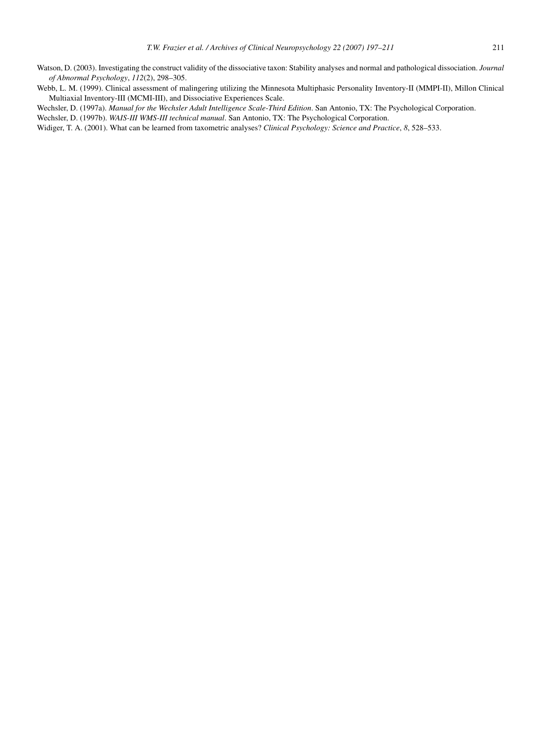Watson, D. (2003). Investigating the construct validity of the dissociative taxon: Stability analyses and normal and pathological dissociation. *Journal of Abnormal Psychology*, *112*(2), 298–305.

Webb, L. M. (1999). Clinical assessment of malingering utilizing the Minnesota Multiphasic Personality Inventory-II (MMPI-II), Millon Clinical Multiaxial Inventory-III (MCMI-III), and Dissociative Experiences Scale.

Wechsler, D. (1997a). *Manual for the Wechsler Adult Intelligence Scale-Third Edition*. San Antonio, TX: The Psychological Corporation.

Wechsler, D. (1997b). *WAIS-III WMS-III technical manual*. San Antonio, TX: The Psychological Corporation.

Widiger, T. A. (2001). What can be learned from taxometric analyses? *Clinical Psychology: Science and Practice*, *8*, 528–533.